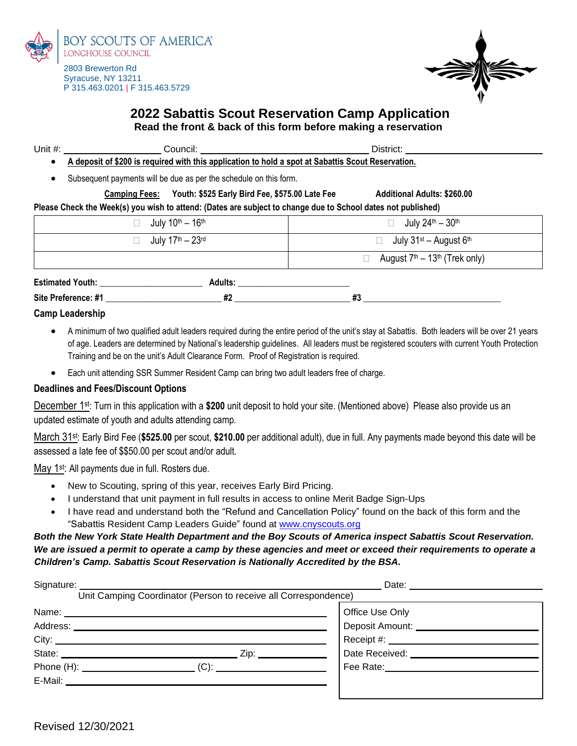BOY SCOUTS OF AMERICA
LONGHOUSE COUNCIL

2803 Brewerton Rd
Syracuse, NY 13211
P 315.463.0201 | F 315.463.5729

# 2022 Sabattis Scout Reservation Camp Application

**Read the front & back of this form before making a reservation**

Unit #: ____________ Council: ______________________ District: ____________________

- **A deposit of $200 is required with this application to hold a spot at Sabattis Scout Reservation.**
- Subsequent payments will be due as per the schedule on this form.

**Camping Fees:** **Youth: $525 Early Bird Fee, $575.00 Late Fee** **Additional Adults: $260.00**

**Please Check the Week(s) you wish to attend: (Dates are subject to change due to School dates not published)**

| | |
|---|---|
| ☐ July 10th – 16th | ☐ July 24th – 30th |
| ☐ July 17th – 23rd | ☐ July 31st – August 6th |
| | ☐ August 7th – 13th (Trek only) |

**Estimated Youth:** ____________ **Adults:** ____________

**Site Preference: #1** ____________ **#2** ____________ **#3** ____________

**Camp Leadership**

- A minimum of two qualified adult leaders required during the entire period of the unit's stay at Sabattis. Both leaders will be over 21 years of age. Leaders are determined by National's leadership guidelines. All leaders must be registered scouters with current Youth Protection Training and be on the unit's Adult Clearance Form. Proof of Registration is required.
- Each unit attending SSR Summer Resident Camp can bring two adult leaders free of charge.

**Deadlines and Fees/Discount Options**

December 1st: Turn in this application with a **$200** unit deposit to hold your site. (Mentioned above) Please also provide us an updated estimate of youth and adults attending camp.

March 31st: Early Bird Fee (**$525.00** per scout, **$210.00** per additional adult), due in full. Any payments made beyond this date will be assessed a late fee of $$50.00 per scout and/or adult.

May 1st: All payments due in full. Rosters due.

- New to Scouting, spring of this year, receives Early Bird Pricing.
- I understand that unit payment in full results in access to online Merit Badge Sign-Ups
- I have read and understand both the "Refund and Cancellation Policy" found on the back of this form and the "Sabattis Resident Camp Leaders Guide" found at www.cnyscouts.org

***Both the New York State Health Department and the Boy Scouts of America inspect Sabattis Scout Reservation. We are issued a permit to operate a camp by these agencies and meet or exceed their requirements to operate a Children's Camp. Sabattis Scout Reservation is Nationally Accredited by the BSA.***

Signature: ______________________________ Date: ____________
Unit Camping Coordinator (Person to receive all Correspondence)

Name: ______________________________
Address: ______________________________
City: ______________________________
State: ____________ Zip: ____________
Phone (H): ____________ (C): ____________
E-Mail: ______________________________

| Office Use Only |
|---|
| Deposit Amount: |
| Receipt #: |
| Date Received: |
| Fee Rate: |

Revised 12/30/2021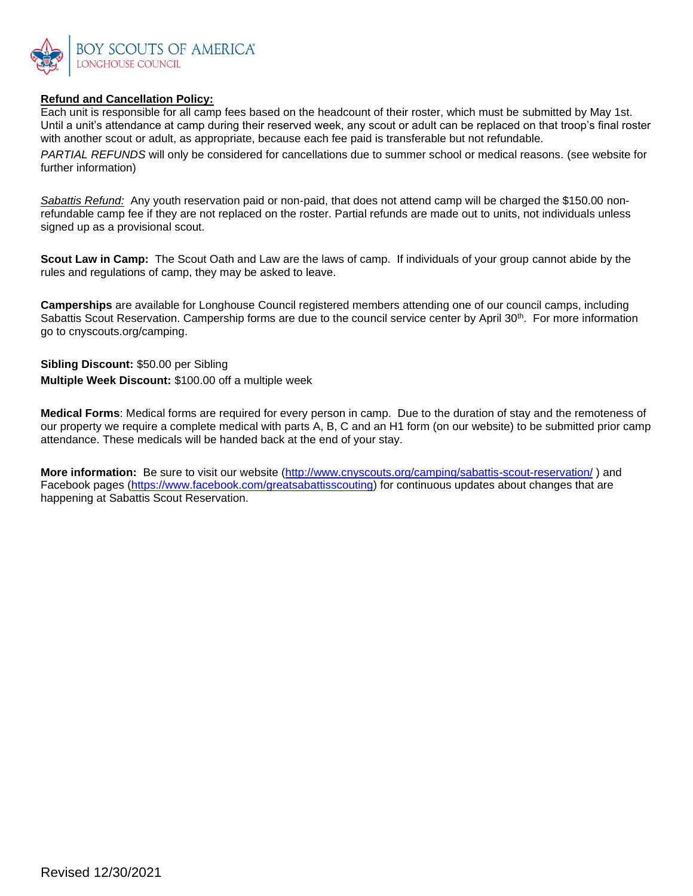BOY SCOUTS OF AMERICA®
LONGHOUSE COUNCIL

**Refund and Cancellation Policy:**

Each unit is responsible for all camp fees based on the headcount of their roster, which must be submitted by May 1st. Until a unit's attendance at camp during their reserved week, any scout or adult can be replaced on that troop's final roster with another scout or adult, as appropriate, because each fee paid is transferable but not refundable.

*PARTIAL REFUNDS* will only be considered for cancellations due to summer school or medical reasons. (see website for further information)

*Sabattis Refund:* Any youth reservation paid or non-paid, that does not attend camp will be charged the $150.00 non-refundable camp fee if they are not replaced on the roster. Partial refunds are made out to units, not individuals unless signed up as a provisional scout.

**Scout Law in Camp:** The Scout Oath and Law are the laws of camp. If individuals of your group cannot abide by the rules and regulations of camp, they may be asked to leave.

**Camperships** are available for Longhouse Council registered members attending one of our council camps, including Sabattis Scout Reservation. Campership forms are due to the council service center by April 30th. For more information go to cnyscouts.org/camping.

**Sibling Discount:** $50.00 per Sibling

**Multiple Week Discount:** $100.00 off a multiple week

**Medical Forms**: Medical forms are required for every person in camp. Due to the duration of stay and the remoteness of our property we require a complete medical with parts A, B, C and an H1 form (on our website) to be submitted prior camp attendance. These medicals will be handed back at the end of your stay.

**More information:** Be sure to visit our website (http://www.cnyscouts.org/camping/sabattis-scout-reservation/ ) and Facebook pages (https://www.facebook.com/greatsabattisscouting) for continuous updates about changes that are happening at Sabattis Scout Reservation.

Revised 12/30/2021